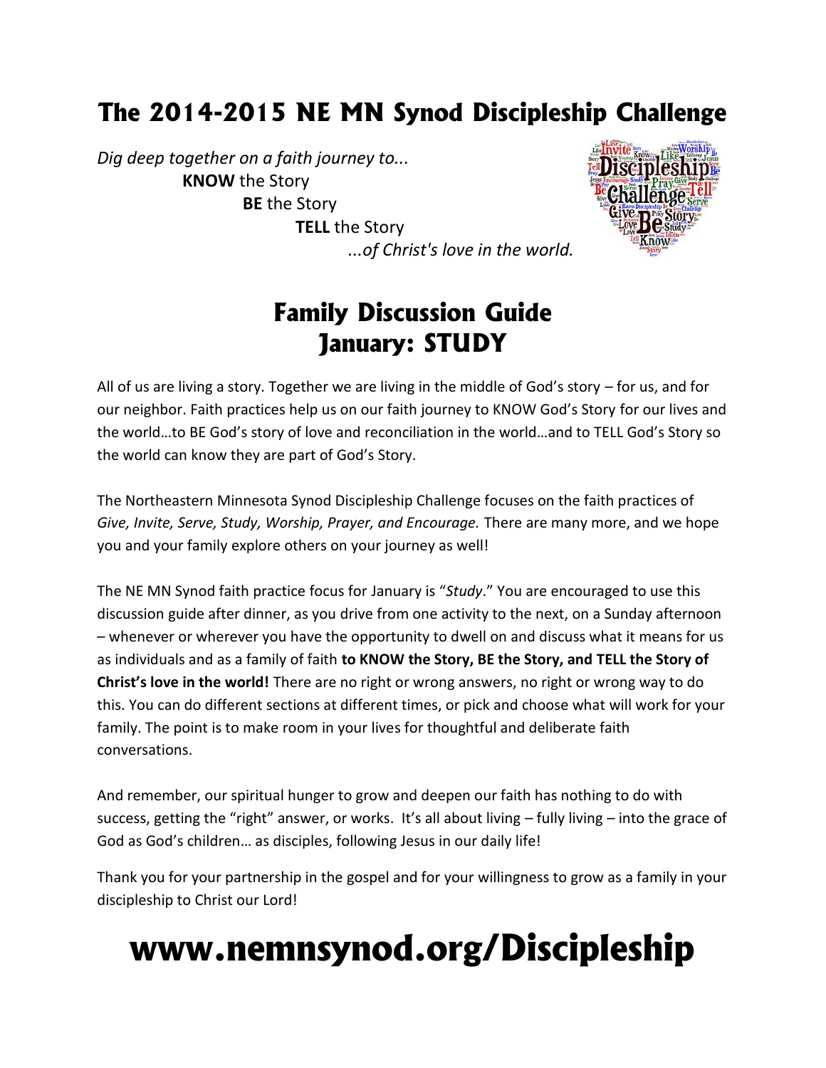# The 2014-2015 NE MN Synod Discipleship Challenge

*Dig deep together on a faith journey to...*
**KNOW** the Story
**BE** the Story
**TELL** the Story
*...of Christ's love in the world.*

## Family Discussion Guide
## January: STUDY

All of us are living a story. Together we are living in the middle of God's story – for us, and for our neighbor. Faith practices help us on our faith journey to KNOW God's Story for our lives and the world…to BE God's story of love and reconciliation in the world…and to TELL God's Story so the world can know they are part of God's Story.

The Northeastern Minnesota Synod Discipleship Challenge focuses on the faith practices of *Give, Invite, Serve, Study, Worship, Prayer, and Encourage.* There are many more, and we hope you and your family explore others on your journey as well!

The NE MN Synod faith practice focus for January is "*Study*." You are encouraged to use this discussion guide after dinner, as you drive from one activity to the next, on a Sunday afternoon – whenever or wherever you have the opportunity to dwell on and discuss what it means for us as individuals and as a family of faith **to KNOW the Story, BE the Story, and TELL the Story of Christ's love in the world!** There are no right or wrong answers, no right or wrong way to do this. You can do different sections at different times, or pick and choose what will work for your family. The point is to make room in your lives for thoughtful and deliberate faith conversations.

And remember, our spiritual hunger to grow and deepen our faith has nothing to do with success, getting the "right" answer, or works. It's all about living – fully living – into the grace of God as God's children… as disciples, following Jesus in our daily life!

Thank you for your partnership in the gospel and for your willingness to grow as a family in your discipleship to Christ our Lord!

# www.nemnsynod.org/Discipleship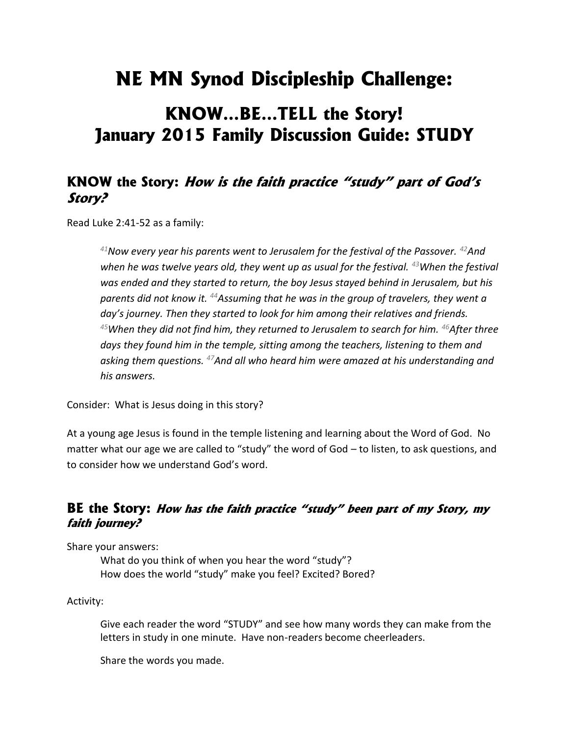# NE MN Synod Discipleship Challenge:

## KNOW…BE…TELL the Story!
## January 2015 Family Discussion Guide: STUDY

### KNOW the Story: *How is the faith practice "study" part of God's Story?*

Read Luke 2:41-52 as a family:

> [41]*Now every year his parents went to Jerusalem for the festival of the Passover.* [42]*And when he was twelve years old, they went up as usual for the festival.* [43]*When the festival was ended and they started to return, the boy Jesus stayed behind in Jerusalem, but his parents did not know it.* [44]*Assuming that he was in the group of travelers, they went a day's journey. Then they started to look for him among their relatives and friends.* [45]*When they did not find him, they returned to Jerusalem to search for him.* [46]*After three days they found him in the temple, sitting among the teachers, listening to them and asking them questions.* [47]*And all who heard him were amazed at his understanding and his answers.*

Consider: What is Jesus doing in this story?

At a young age Jesus is found in the temple listening and learning about the Word of God. No matter what our age we are called to "study" the word of God – to listen, to ask questions, and to consider how we understand God's word.

### BE the Story: *How has the faith practice "study" been part of my Story, my faith journey?*

Share your answers:

What do you think of when you hear the word "study"?
How does the world "study" make you feel? Excited? Bored?

Activity:

Give each reader the word "STUDY" and see how many words they can make from the letters in study in one minute. Have non-readers become cheerleaders.

Share the words you made.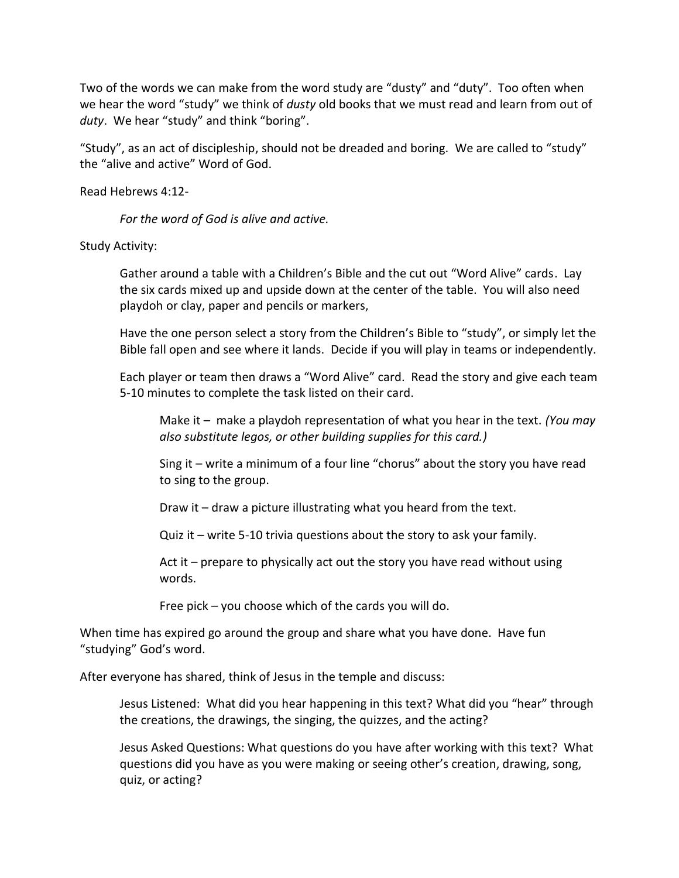Two of the words we can make from the word study are "dusty" and "duty". Too often when we hear the word "study" we think of *dusty* old books that we must read and learn from out of *duty*. We hear "study" and think "boring".

"Study", as an act of discipleship, should not be dreaded and boring. We are called to "study" the "alive and active" Word of God.

Read Hebrews 4:12-

> *For the word of God is alive and active.*

Study Activity:

> Gather around a table with a Children's Bible and the cut out "Word Alive" cards. Lay the six cards mixed up and upside down at the center of the table. You will also need playdoh or clay, paper and pencils or markers,
>
> Have the one person select a story from the Children's Bible to "study", or simply let the Bible fall open and see where it lands. Decide if you will play in teams or independently.
>
> Each player or team then draws a "Word Alive" card. Read the story and give each team 5-10 minutes to complete the task listed on their card.
>
> > Make it – make a playdoh representation of what you hear in the text. *(You may also substitute legos, or other building supplies for this card.)*
> >
> > Sing it – write a minimum of a four line "chorus" about the story you have read to sing to the group.
> >
> > Draw it – draw a picture illustrating what you heard from the text.
> >
> > Quiz it – write 5-10 trivia questions about the story to ask your family.
> >
> > Act it – prepare to physically act out the story you have read without using words.
> >
> > Free pick – you choose which of the cards you will do.

When time has expired go around the group and share what you have done. Have fun "studying" God's word.

After everyone has shared, think of Jesus in the temple and discuss:

> Jesus Listened: What did you hear happening in this text? What did you "hear" through the creations, the drawings, the singing, the quizzes, and the acting?
>
> Jesus Asked Questions: What questions do you have after working with this text? What questions did you have as you were making or seeing other's creation, drawing, song, quiz, or acting?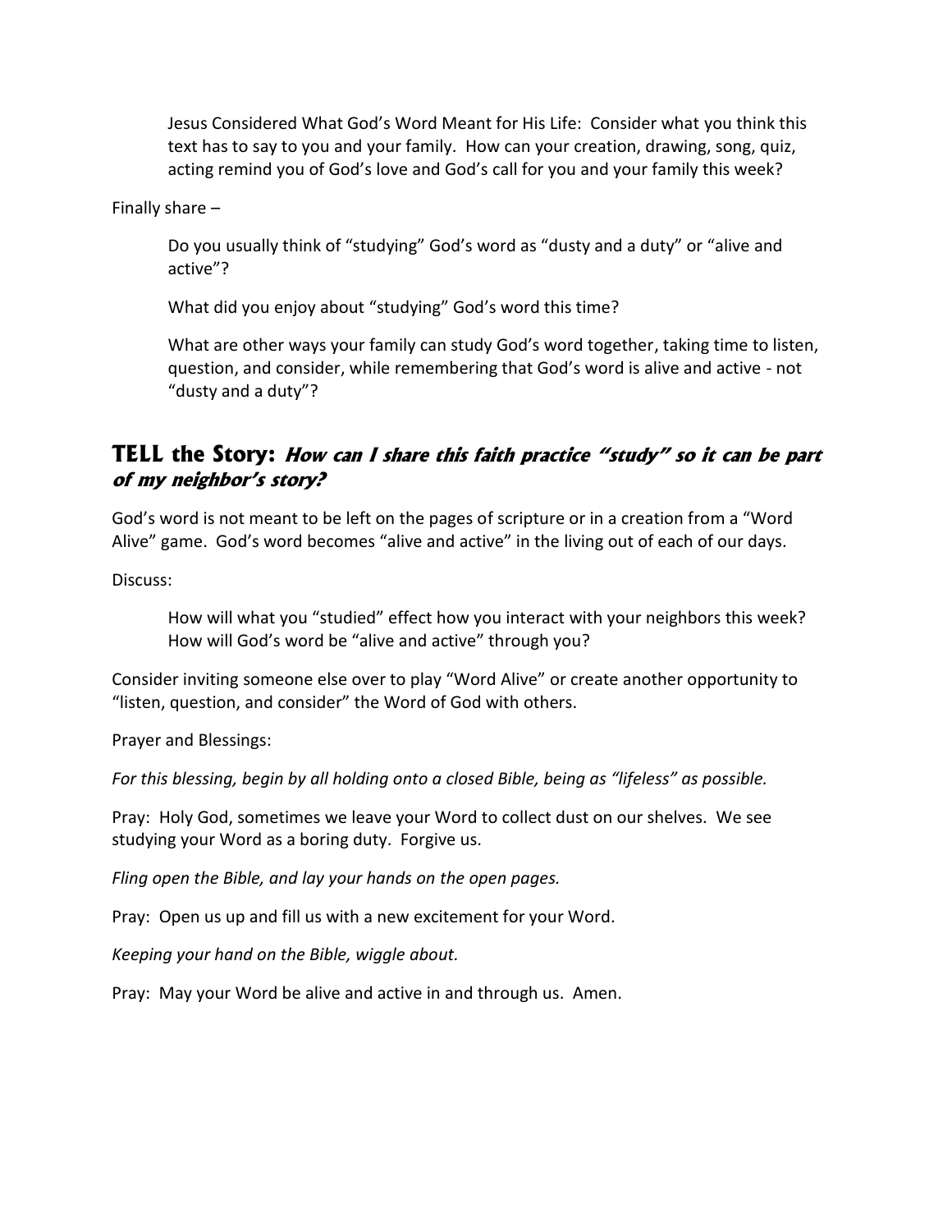Jesus Considered What God's Word Meant for His Life: Consider what you think this text has to say to you and your family. How can your creation, drawing, song, quiz, acting remind you of God's love and God's call for you and your family this week?

Finally share –

Do you usually think of "studying" God's word as "dusty and a duty" or "alive and active"?

What did you enjoy about "studying" God's word this time?

What are other ways your family can study God's word together, taking time to listen, question, and consider, while remembering that God's word is alive and active - not "dusty and a duty"?

## TELL the Story: *How can I share this faith practice "study" so it can be part of my neighbor's story?*

God's word is not meant to be left on the pages of scripture or in a creation from a "Word Alive" game. God's word becomes "alive and active" in the living out of each of our days.

Discuss:

How will what you "studied" effect how you interact with your neighbors this week? How will God's word be "alive and active" through you?

Consider inviting someone else over to play "Word Alive" or create another opportunity to "listen, question, and consider" the Word of God with others.

Prayer and Blessings:

*For this blessing, begin by all holding onto a closed Bible, being as "lifeless" as possible.*

Pray: Holy God, sometimes we leave your Word to collect dust on our shelves. We see studying your Word as a boring duty. Forgive us.

*Fling open the Bible, and lay your hands on the open pages.*

Pray: Open us up and fill us with a new excitement for your Word.

*Keeping your hand on the Bible, wiggle about.*

Pray: May your Word be alive and active in and through us. Amen.